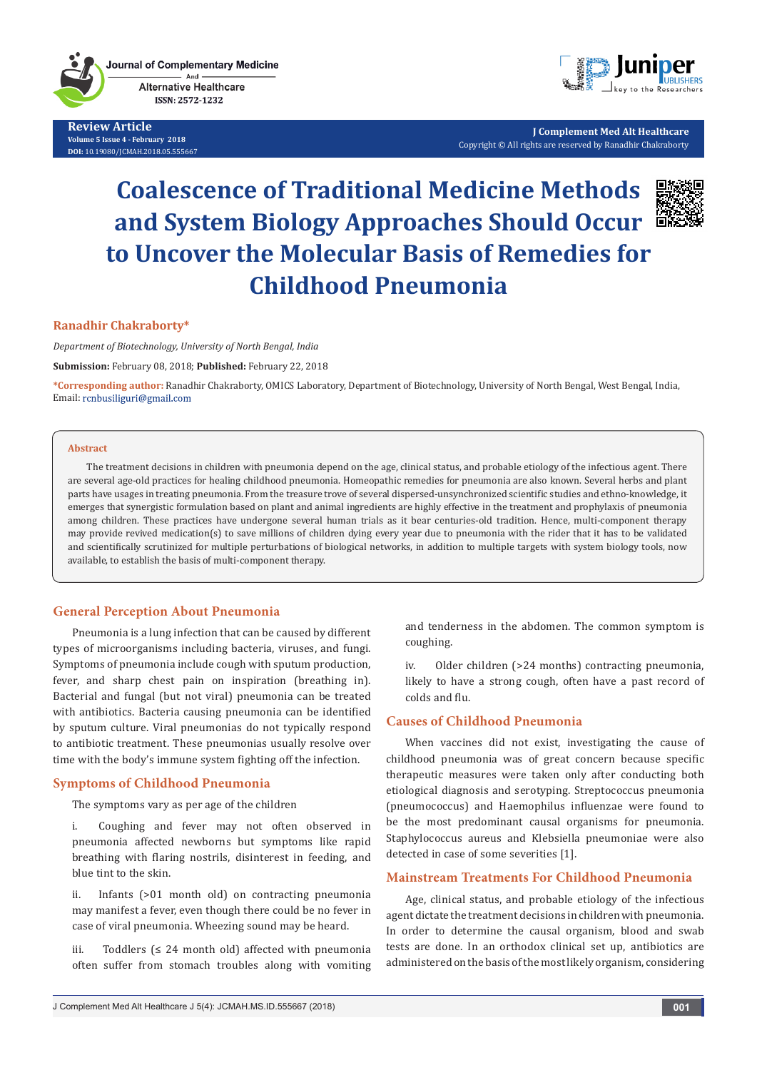Review Article
Volume 5 Issue 4 - February 2018
DOI: 10.19080/JCMAH.2018.05.555667

J Complement Med Alt Healthcare
Copyright © All rights are reserved by Ranadhir Chakraborty

# Coalescence of Traditional Medicine Methods and System Biology Approaches Should Occur to Uncover the Molecular Basis of Remedies for Childhood Pneumonia

**Ranadhir Chakraborty***

*Department of Biotechnology, University of North Bengal, India*

**Submission:** February 08, 2018; **Published:** February 22, 2018

***Corresponding author:** Ranadhir Chakraborty, OMICS Laboratory, Department of Biotechnology, University of North Bengal, West Bengal, India, Email: rcnbusiliguri@gmail.com

## Abstract

The treatment decisions in children with pneumonia depend on the age, clinical status, and probable etiology of the infectious agent. There are several age-old practices for healing childhood pneumonia. Homeopathic remedies for pneumonia are also known. Several herbs and plant parts have usages in treating pneumonia. From the treasure trove of several dispersed-unsynchronized scientific studies and ethno-knowledge, it emerges that synergistic formulation based on plant and animal ingredients are highly effective in the treatment and prophylaxis of pneumonia among children. These practices have undergone several human trials as it bear centuries-old tradition. Hence, multi-component therapy may provide revived medication(s) to save millions of children dying every year due to pneumonia with the rider that it has to be validated and scientifically scrutinized for multiple perturbations of biological networks, in addition to multiple targets with system biology tools, now available, to establish the basis of multi-component therapy.

## General Perception About Pneumonia

Pneumonia is a lung infection that can be caused by different types of microorganisms including bacteria, viruses, and fungi. Symptoms of pneumonia include cough with sputum production, fever, and sharp chest pain on inspiration (breathing in). Bacterial and fungal (but not viral) pneumonia can be treated with antibiotics. Bacteria causing pneumonia can be identified by sputum culture. Viral pneumonias do not typically respond to antibiotic treatment. These pneumonias usually resolve over time with the body's immune system fighting off the infection.

## Symptoms of Childhood Pneumonia

The symptoms vary as per age of the children

i. Coughing and fever may not often observed in pneumonia affected newborns but symptoms like rapid breathing with flaring nostrils, disinterest in feeding, and blue tint to the skin.

ii. Infants (>01 month old) on contracting pneumonia may manifest a fever, even though there could be no fever in case of viral pneumonia. Wheezing sound may be heard.

iii. Toddlers (≤ 24 month old) affected with pneumonia often suffer from stomach troubles along with vomiting and tenderness in the abdomen. The common symptom is coughing.

iv. Older children (>24 months) contracting pneumonia, likely to have a strong cough, often have a past record of colds and flu.

## Causes of Childhood Pneumonia

When vaccines did not exist, investigating the cause of childhood pneumonia was of great concern because specific therapeutic measures were taken only after conducting both etiological diagnosis and serotyping. Streptococcus pneumonia (pneumococcus) and Haemophilus influenzae were found to be the most predominant causal organisms for pneumonia. Staphylococcus aureus and Klebsiella pneumoniae were also detected in case of some severities [1].

## Mainstream Treatments For Childhood Pneumonia

Age, clinical status, and probable etiology of the infectious agent dictate the treatment decisions in children with pneumonia. In order to determine the causal organism, blood and swab tests are done. In an orthodox clinical set up, antibiotics are administered on the basis of the most likely organism, considering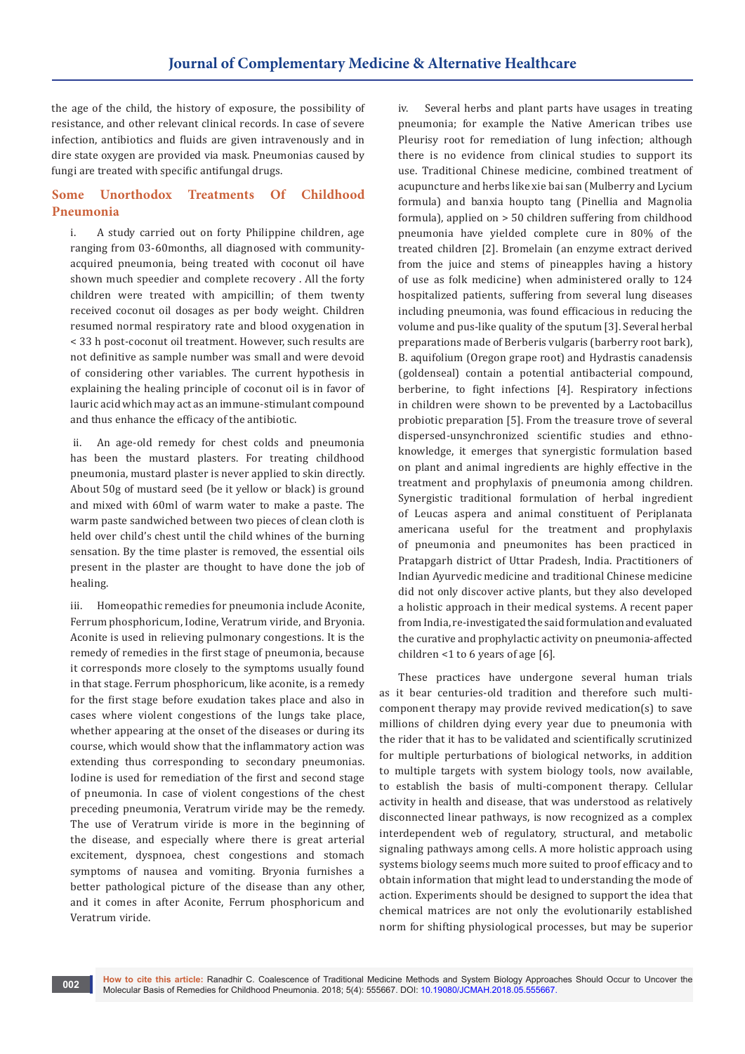the age of the child, the history of exposure, the possibility of resistance, and other relevant clinical records. In case of severe infection, antibiotics and fluids are given intravenously and in dire state oxygen are provided via mask. Pneumonias caused by fungi are treated with specific antifungal drugs.

## Some Unorthodox Treatments Of Childhood Pneumonia

i. A study carried out on forty Philippine children, age ranging from 03-60months, all diagnosed with community-acquired pneumonia, being treated with coconut oil have shown much speedier and complete recovery . All the forty children were treated with ampicillin; of them twenty received coconut oil dosages as per body weight. Children resumed normal respiratory rate and blood oxygenation in < 33 h post-coconut oil treatment. However, such results are not definitive as sample number was small and were devoid of considering other variables. The current hypothesis in explaining the healing principle of coconut oil is in favor of lauric acid which may act as an immune-stimulant compound and thus enhance the efficacy of the antibiotic.

ii. An age-old remedy for chest colds and pneumonia has been the mustard plasters. For treating childhood pneumonia, mustard plaster is never applied to skin directly. About 50g of mustard seed (be it yellow or black) is ground and mixed with 60ml of warm water to make a paste. The warm paste sandwiched between two pieces of clean cloth is held over child's chest until the child whines of the burning sensation. By the time plaster is removed, the essential oils present in the plaster are thought to have done the job of healing.

iii. Homeopathic remedies for pneumonia include Aconite, Ferrum phosphoricum, Iodine, Veratrum viride, and Bryonia. Aconite is used in relieving pulmonary congestions. It is the remedy of remedies in the first stage of pneumonia, because it corresponds more closely to the symptoms usually found in that stage. Ferrum phosphoricum, like aconite, is a remedy for the first stage before exudation takes place and also in cases where violent congestions of the lungs take place, whether appearing at the onset of the diseases or during its course, which would show that the inflammatory action was extending thus corresponding to secondary pneumonias. Iodine is used for remediation of the first and second stage of pneumonia. In case of violent congestions of the chest preceding pneumonia, Veratrum viride may be the remedy. The use of Veratrum viride is more in the beginning of the disease, and especially where there is great arterial excitement, dyspnoea, chest congestions and stomach symptoms of nausea and vomiting. Bryonia furnishes a better pathological picture of the disease than any other, and it comes in after Aconite, Ferrum phosphoricum and Veratrum viride.

iv. Several herbs and plant parts have usages in treating pneumonia; for example the Native American tribes use Pleurisy root for remediation of lung infection; although there is no evidence from clinical studies to support its use. Traditional Chinese medicine, combined treatment of acupuncture and herbs like xie bai san (Mulberry and Lycium formula) and banxia houpto tang (Pinellia and Magnolia formula), applied on > 50 children suffering from childhood pneumonia have yielded complete cure in 80% of the treated children [2]. Bromelain (an enzyme extract derived from the juice and stems of pineapples having a history of use as folk medicine) when administered orally to 124 hospitalized patients, suffering from several lung diseases including pneumonia, was found efficacious in reducing the volume and pus-like quality of the sputum [3]. Several herbal preparations made of Berberis vulgaris (barberry root bark), B. aquifolium (Oregon grape root) and Hydrastis canadensis (goldenseal) contain a potential antibacterial compound, berberine, to fight infections [4]. Respiratory infections in children were shown to be prevented by a Lactobacillus probiotic preparation [5]. From the treasure trove of several dispersed-unsynchronized scientific studies and ethno-knowledge, it emerges that synergistic formulation based on plant and animal ingredients are highly effective in the treatment and prophylaxis of pneumonia among children. Synergistic traditional formulation of herbal ingredient of Leucas aspera and animal constituent of Periplanata americana useful for the treatment and prophylaxis of pneumonia and pneumonites has been practiced in Pratapgarh district of Uttar Pradesh, India. Practitioners of Indian Ayurvedic medicine and traditional Chinese medicine did not only discover active plants, but they also developed a holistic approach in their medical systems. A recent paper from India, re-investigated the said formulation and evaluated the curative and prophylactic activity on pneumonia-affected children <1 to 6 years of age [6].

These practices have undergone several human trials as it bear centuries-old tradition and therefore such multi-component therapy may provide revived medication(s) to save millions of children dying every year due to pneumonia with the rider that it has to be validated and scientifically scrutinized for multiple perturbations of biological networks, in addition to multiple targets with system biology tools, now available, to establish the basis of multi-component therapy. Cellular activity in health and disease, that was understood as relatively disconnected linear pathways, is now recognized as a complex interdependent web of regulatory, structural, and metabolic signaling pathways among cells. A more holistic approach using systems biology seems much more suited to proof efficacy and to obtain information that might lead to understanding the mode of action. Experiments should be designed to support the idea that chemical matrices are not only the evolutionarily established norm for shifting physiological processes, but may be superior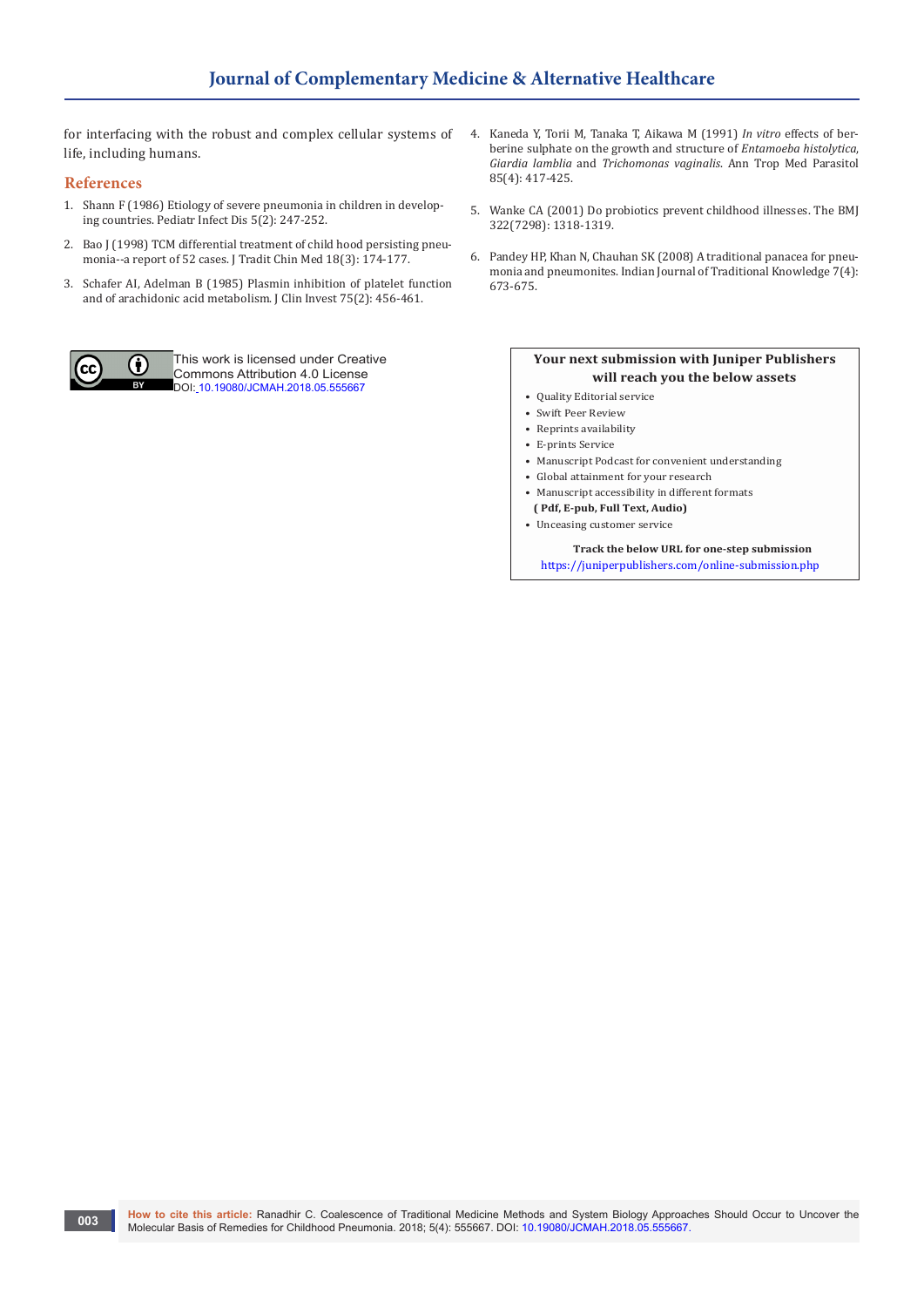for interfacing with the robust and complex cellular systems of life, including humans.

## References

1. Shann F (1986) Etiology of severe pneumonia in children in developing countries. Pediatr Infect Dis 5(2): 247-252.
2. Bao J (1998) TCM differential treatment of child hood persisting pneumonia--a report of 52 cases. J Tradit Chin Med 18(3): 174-177.
3. Schafer AI, Adelman B (1985) Plasmin inhibition of platelet function and of arachidonic acid metabolism. J Clin Invest 75(2): 456-461.
4. Kaneda Y, Torii M, Tanaka T, Aikawa M (1991) *In vitro* effects of berberine sulphate on the growth and structure of *Entamoeba histolytica*, *Giardia lamblia* and *Trichomonas vaginalis*. Ann Trop Med Parasitol 85(4): 417-425.
5. Wanke CA (2001) Do probiotics prevent childhood illnesses. The BMJ 322(7298): 1318-1319.
6. Pandey HP, Khan N, Chauhan SK (2008) A traditional panacea for pneumonia and pneumonites. Indian Journal of Traditional Knowledge 7(4): 673-675.

This work is licensed under Creative Commons Attribution 4.0 License
DOI: 10.19080/JCMAH.2018.05.555667

**Your next submission with Juniper Publishers will reach you the below assets**

- Quality Editorial service
- Swift Peer Review
- Reprints availability
- E-prints Service
- Manuscript Podcast for convenient understanding
- Global attainment for your research
- Manuscript accessibility in different formats
  **( Pdf, E-pub, Full Text, Audio)**
- Unceasing customer service

**Track the below URL for one-step submission**
https://juniperpublishers.com/online-submission.php

**How to cite this article:** Ranadhir C. Coalescence of Traditional Medicine Methods and System Biology Approaches Should Occur to Uncover the Molecular Basis of Remedies for Childhood Pneumonia. 2018; 5(4): 555667. DOI: 10.19080/JCMAH.2018.05.555667.